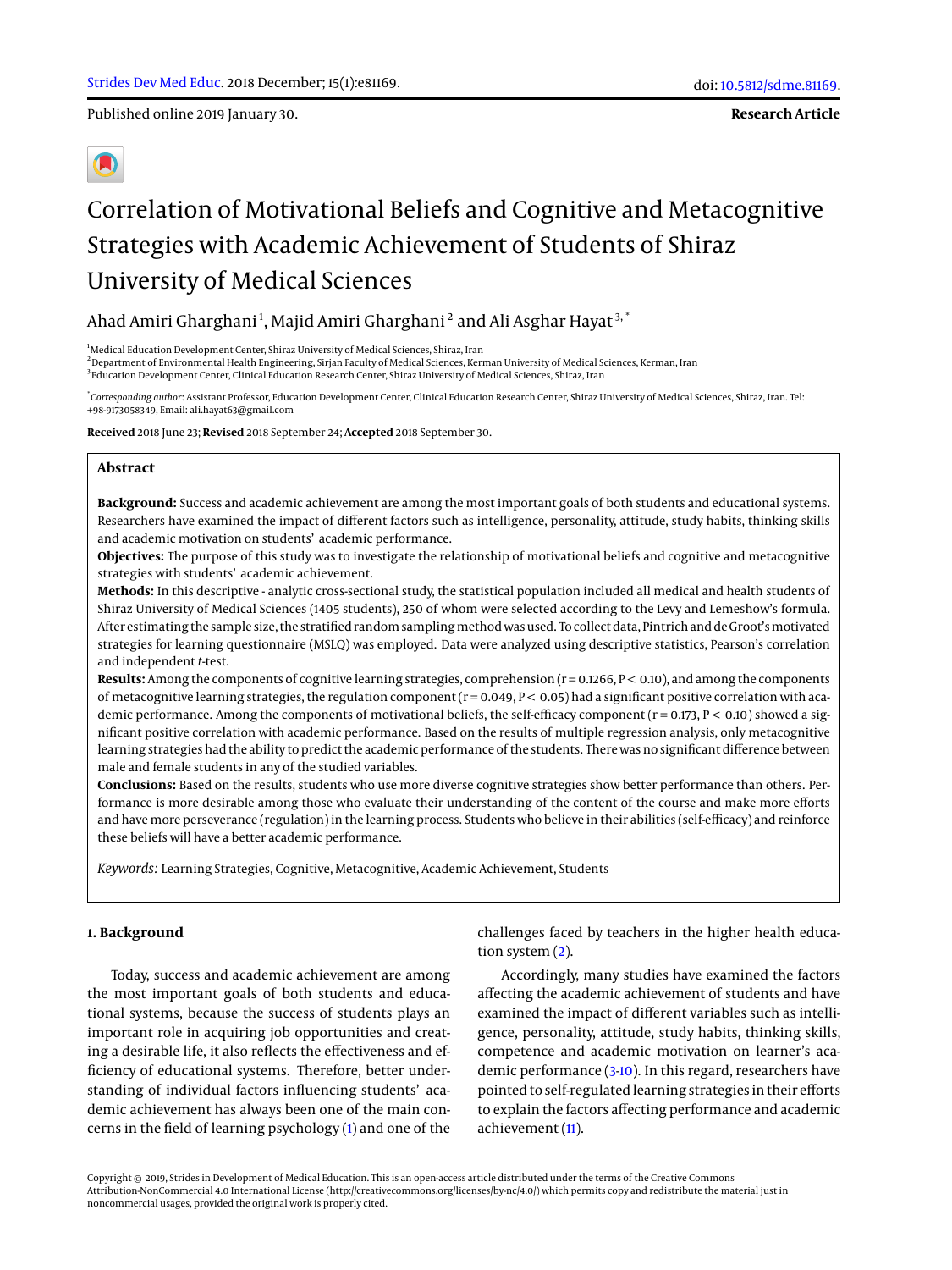Published online 2019 January 30.

**Research Article**

# Correlation of Motivational Beliefs and Cognitive and Metacognitive Strategies with Academic Achievement of Students of Shiraz University of Medical Sciences

Ahad Amiri Gharghani[1], Majid Amiri Gharghani[2] and Ali Asghar Hayat[3,*]

[1]Medical Education Development Center, Shiraz University of Medical Sciences, Shiraz, Iran
[2]Department of Environmental Health Engineering, Sirjan Faculty of Medical Sciences, Kerman University of Medical Sciences, Kerman, Iran
[3]Education Development Center, Clinical Education Research Center, Shiraz University of Medical Sciences, Shiraz, Iran

[*]*Corresponding author*: Assistant Professor, Education Development Center, Clinical Education Research Center, Shiraz University of Medical Sciences, Shiraz, Iran. Tel: +98-9173058349, Email: ali.hayat63@gmail.com

**Received** 2018 June 23; **Revised** 2018 September 24; **Accepted** 2018 September 30.

## Abstract

**Background:** Success and academic achievement are among the most important goals of both students and educational systems. Researchers have examined the impact of different factors such as intelligence, personality, attitude, study habits, thinking skills and academic motivation on students' academic performance.

**Objectives:** The purpose of this study was to investigate the relationship of motivational beliefs and cognitive and metacognitive strategies with students' academic achievement.

**Methods:** In this descriptive - analytic cross-sectional study, the statistical population included all medical and health students of Shiraz University of Medical Sciences (1405 students), 250 of whom were selected according to the Levy and Lemeshow's formula. After estimating the sample size, the stratified random sampling method was used. To collect data, Pintrich and de Groot's motivated strategies for learning questionnaire (MSLQ) was employed. Data were analyzed using descriptive statistics, Pearson's correlation and independent *t*-test.

**Results:** Among the components of cognitive learning strategies, comprehension ($r = 0.1266$, $P < 0.10$), and among the components of metacognitive learning strategies, the regulation component ($r = 0.049$, $P < 0.05$) had a significant positive correlation with academic performance. Among the components of motivational beliefs, the self-efficacy component ($r = 0.173$, $P < 0.10$) showed a significant positive correlation with academic performance. Based on the results of multiple regression analysis, only metacognitive learning strategies had the ability to predict the academic performance of the students. There was no significant difference between male and female students in any of the studied variables.

**Conclusions:** Based on the results, students who use more diverse cognitive strategies show better performance than others. Performance is more desirable among those who evaluate their understanding of the content of the course and make more efforts and have more perseverance (regulation) in the learning process. Students who believe in their abilities (self-efficacy) and reinforce these beliefs will have a better academic performance.

*Keywords:* Learning Strategies, Cognitive, Metacognitive, Academic Achievement, Students

## 1. Background

Today, success and academic achievement are among the most important goals of both students and educational systems, because the success of students plays an important role in acquiring job opportunities and creating a desirable life, it also reflects the effectiveness and efficiency of educational systems. Therefore, better understanding of individual factors influencing students' academic achievement has always been one of the main concerns in the field of learning psychology (1) and one of the challenges faced by teachers in the higher health education system (2).

Accordingly, many studies have examined the factors affecting the academic achievement of students and have examined the impact of different variables such as intelligence, personality, attitude, study habits, thinking skills, competence and academic motivation on learner's academic performance (3-10). In this regard, researchers have pointed to self-regulated learning strategies in their efforts to explain the factors affecting performance and academic achievement (11).

Copyright © 2019, Strides in Development of Medical Education. This is an open-access article distributed under the terms of the Creative Commons Attribution-NonCommercial 4.0 International License (http://creativecommons.org/licenses/by-nc/4.0/) which permits copy and redistribute the material just in noncommercial usages, provided the original work is properly cited.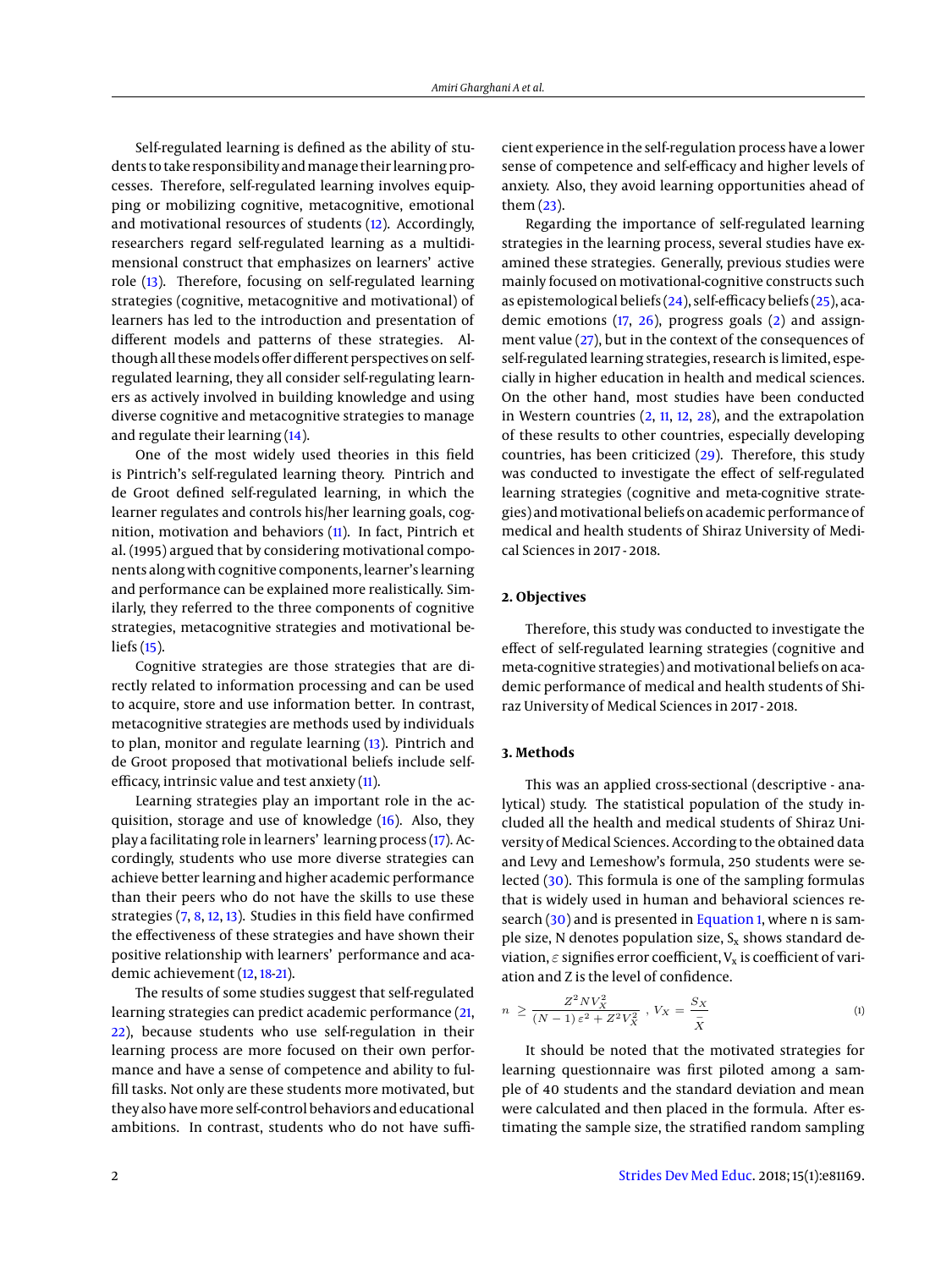Self-regulated learning is defined as the ability of students to take responsibility and manage their learning processes. Therefore, self-regulated learning involves equipping or mobilizing cognitive, metacognitive, emotional and motivational resources of students (12). Accordingly, researchers regard self-regulated learning as a multidimensional construct that emphasizes on learners' active role (13). Therefore, focusing on self-regulated learning strategies (cognitive, metacognitive and motivational) of learners has led to the introduction and presentation of different models and patterns of these strategies. Although all these models offer different perspectives on self-regulated learning, they all consider self-regulating learners as actively involved in building knowledge and using diverse cognitive and metacognitive strategies to manage and regulate their learning (14).

One of the most widely used theories in this field is Pintrich's self-regulated learning theory. Pintrich and de Groot defined self-regulated learning, in which the learner regulates and controls his/her learning goals, cognition, motivation and behaviors (11). In fact, Pintrich et al. (1995) argued that by considering motivational components along with cognitive components, learner's learning and performance can be explained more realistically. Similarly, they referred to the three components of cognitive strategies, metacognitive strategies and motivational beliefs (15).

Cognitive strategies are those strategies that are directly related to information processing and can be used to acquire, store and use information better. In contrast, metacognitive strategies are methods used by individuals to plan, monitor and regulate learning (13). Pintrich and de Groot proposed that motivational beliefs include self-efficacy, intrinsic value and test anxiety (11).

Learning strategies play an important role in the acquisition, storage and use of knowledge (16). Also, they play a facilitating role in learners' learning process (17). Accordingly, students who use more diverse strategies can achieve better learning and higher academic performance than their peers who do not have the skills to use these strategies (7, 8, 12, 13). Studies in this field have confirmed the effectiveness of these strategies and have shown their positive relationship with learners' performance and academic achievement (12, 18-21).

The results of some studies suggest that self-regulated learning strategies can predict academic performance (21, 22), because students who use self-regulation in their learning process are more focused on their own performance and have a sense of competence and ability to fulfill tasks. Not only are these students more motivated, but they also have more self-control behaviors and educational ambitions. In contrast, students who do not have sufficient experience in the self-regulation process have a lower sense of competence and self-efficacy and higher levels of anxiety. Also, they avoid learning opportunities ahead of them (23).

Regarding the importance of self-regulated learning strategies in the learning process, several studies have examined these strategies. Generally, previous studies were mainly focused on motivational-cognitive constructs such as epistemological beliefs (24), self-efficacy beliefs (25), academic emotions (17, 26), progress goals (2) and assignment value (27), but in the context of the consequences of self-regulated learning strategies, research is limited, especially in higher education in health and medical sciences. On the other hand, most studies have been conducted in Western countries (2, 11, 12, 28), and the extrapolation of these results to other countries, especially developing countries, has been criticized (29). Therefore, this study was conducted to investigate the effect of self-regulated learning strategies (cognitive and meta-cognitive strategies) and motivational beliefs on academic performance of medical and health students of Shiraz University of Medical Sciences in 2017 - 2018.

## 2. Objectives

Therefore, this study was conducted to investigate the effect of self-regulated learning strategies (cognitive and meta-cognitive strategies) and motivational beliefs on academic performance of medical and health students of Shiraz University of Medical Sciences in 2017 - 2018.

## 3. Methods

This was an applied cross-sectional (descriptive - analytical) study. The statistical population of the study included all the health and medical students of Shiraz University of Medical Sciences. According to the obtained data and Levy and Lemeshow's formula, 250 students were selected (30). This formula is one of the sampling formulas that is widely used in human and behavioral sciences research (30) and is presented in Equation 1, where n is sample size, N denotes population size, $S_x$ shows standard deviation, $\varepsilon$ signifies error coefficient, $V_x$ is coefficient of variation and Z is the level of confidence.

$$n \geq \frac{Z^2 N V_X^2}{(N-1)\,\varepsilon^2 + Z^2 V_X^2}\ ,\ V_X = \frac{S_X}{\bar{X}} \tag{1}$$

It should be noted that the motivated strategies for learning questionnaire was first piloted among a sample of 40 students and the standard deviation and mean were calculated and then placed in the formula. After estimating the sample size, the stratified random sampling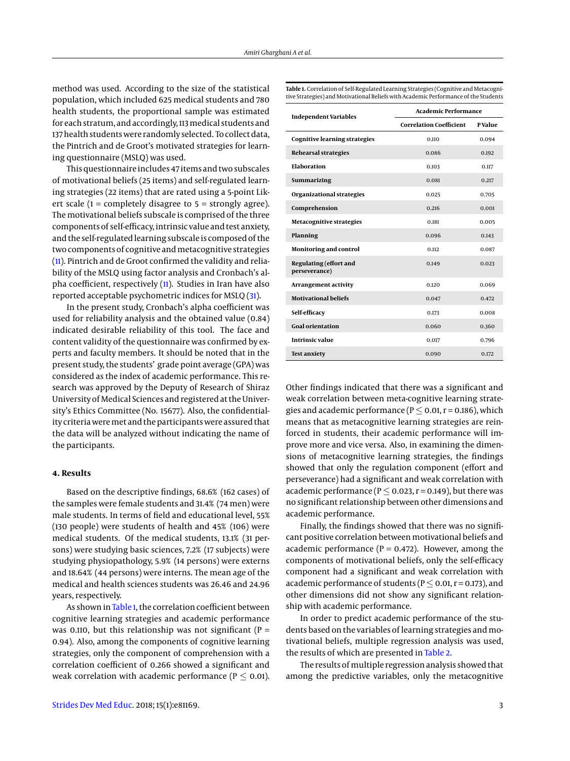method was used. According to the size of the statistical population, which included 625 medical students and 780 health students, the proportional sample was estimated for each stratum, and accordingly, 113 medical students and 137 health students were randomly selected. To collect data, the Pintrich and de Groot's motivated strategies for learning questionnaire (MSLQ) was used.

This questionnaire includes 47 items and two subscales of motivational beliefs (25 items) and self-regulated learning strategies (22 items) that are rated using a 5-point Likert scale (1 = completely disagree to 5 = strongly agree). The motivational beliefs subscale is comprised of the three components of self-efficacy, intrinsic value and test anxiety, and the self-regulated learning subscale is composed of the two components of cognitive and metacognitive strategies (11). Pintrich and de Groot confirmed the validity and reliability of the MSLQ using factor analysis and Cronbach's alpha coefficient, respectively (11). Studies in Iran have also reported acceptable psychometric indices for MSLQ (31).

In the present study, Cronbach's alpha coefficient was used for reliability analysis and the obtained value (0.84) indicated desirable reliability of this tool. The face and content validity of the questionnaire was confirmed by experts and faculty members. It should be noted that in the present study, the students' grade point average (GPA) was considered as the index of academic performance. This research was approved by the Deputy of Research of Shiraz University of Medical Sciences and registered at the University's Ethics Committee (No. 15677). Also, the confidentiality criteria were met and the participants were assured that the data will be analyzed without indicating the name of the participants.

## 4. Results

Based on the descriptive findings, 68.6% (162 cases) of the samples were female students and 31.4% (74 men) were male students. In terms of field and educational level, 55% (130 people) were students of health and 45% (106) were medical students. Of the medical students, 13.1% (31 persons) were studying basic sciences, 7.2% (17 subjects) were studying physiopathology, 5.9% (14 persons) were externs and 18.64% (44 persons) were interns. The mean age of the medical and health sciences students was 26.46 and 24.96 years, respectively.

As shown in Table 1, the correlation coefficient between cognitive learning strategies and academic performance was 0.110, but this relationship was not significant (P = 0.94). Also, among the components of cognitive learning strategies, only the component of comprehension with a correlation coefficient of 0.266 showed a significant and weak correlation with academic performance ($P \leq 0.01$).

**Table 1.** Correlation of Self-Regulated Learning Strategies (Cognitive and Metacognitive Strategies) and Motivational Beliefs with Academic Performance of the Students

| Independent Variables | Academic Performance | |
|---|---|---|
| | Correlation Coefficient | P Value |
| **Cognitive learning strategies** | 0.110 | 0.094 |
| **Rehearsal strategies** | 0.086 | 0.192 |
| **Elaboration** | 0.103 | 0.117 |
| **Summarizing** | 0.081 | 0.217 |
| **Organizational strategies** | 0.025 | 0.705 |
| **Comprehension** | 0.216 | 0.001 |
| **Metacognitive strategies** | 0.181 | 0.005 |
| **Planning** | 0.096 | 0.143 |
| **Monitoring and control** | 0.112 | 0.087 |
| **Regulating (effort and perseverance)** | 0.149 | 0.023 |
| **Arrangement activity** | 0.120 | 0.069 |
| **Motivational beliefs** | 0.047 | 0.472 |
| **Self-efficacy** | 0.173 | 0.008 |
| **Goal orientation** | 0.060 | 0.360 |
| **Intrinsic value** | 0.017 | 0.796 |
| **Test anxiety** | 0.090 | 0.172 |

Other findings indicated that there was a significant and weak correlation between meta-cognitive learning strategies and academic performance ($P \leq 0.01$, r = 0.186), which means that as metacognitive learning strategies are reinforced in students, their academic performance will improve more and vice versa. Also, in examining the dimensions of metacognitive learning strategies, the findings showed that only the regulation component (effort and perseverance) had a significant and weak correlation with academic performance ($P \leq 0.023$, r = 0.149), but there was no significant relationship between other dimensions and academic performance.

Finally, the findings showed that there was no significant positive correlation between motivational beliefs and academic performance (P = 0.472). However, among the components of motivational beliefs, only the self-efficacy component had a significant and weak correlation with academic performance of students ($P \leq 0.01$, r = 0.173), and other dimensions did not show any significant relationship with academic performance.

In order to predict academic performance of the students based on the variables of learning strategies and motivational beliefs, multiple regression analysis was used, the results of which are presented in Table 2.

The results of multiple regression analysis showed that among the predictive variables, only the metacognitive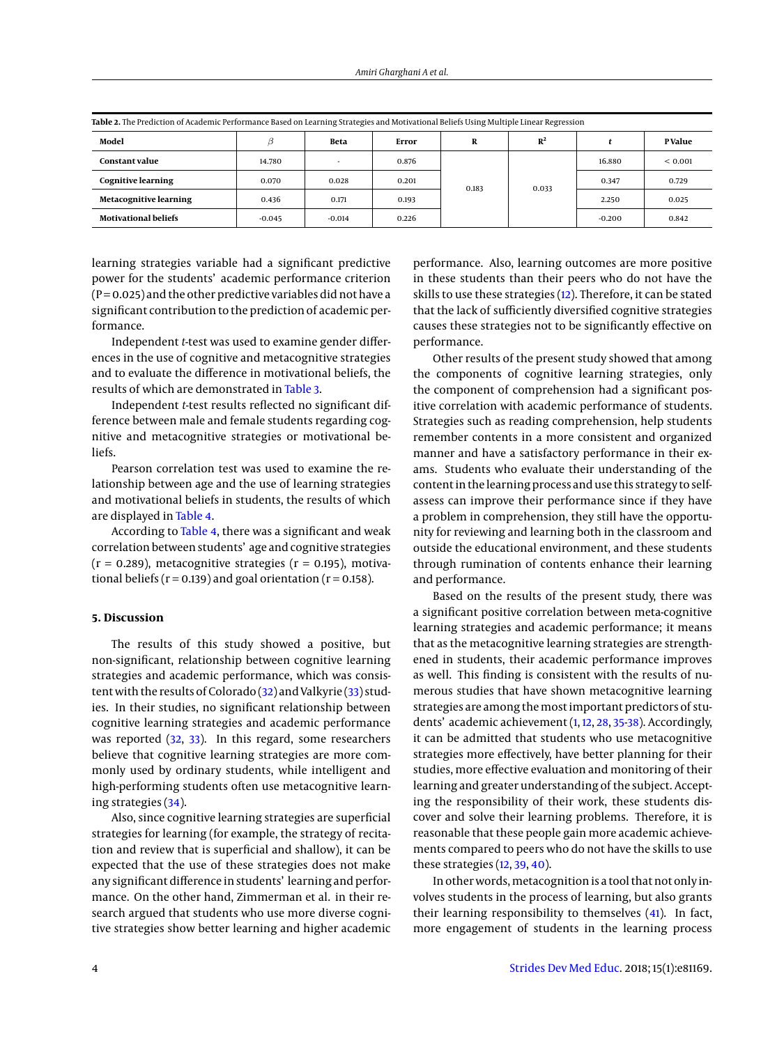**Table 2.** The Prediction of Academic Performance Based on Learning Strategies and Motivational Beliefs Using Multiple Linear Regression

| Model | $\beta$ | Beta | Error | R | $R^2$ | *t* | P Value |
|---|---|---|---|---|---|---|---|
| **Constant value** | 14.780 | - | 0.876 | 0.183 | 0.033 | 16.880 | < 0.001 |
| **Cognitive learning** | 0.070 | 0.028 | 0.201 | | | 0.347 | 0.729 |
| **Metacognitive learning** | 0.436 | 0.171 | 0.193 | | | 2.250 | 0.025 |
| **Motivational beliefs** | -0.045 | -0.014 | 0.226 | | | -0.200 | 0.842 |

learning strategies variable had a significant predictive power for the students' academic performance criterion (P = 0.025) and the other predictive variables did not have a significant contribution to the prediction of academic performance.

Independent *t*-test was used to examine gender differences in the use of cognitive and metacognitive strategies and to evaluate the difference in motivational beliefs, the results of which are demonstrated in Table 3.

Independent *t*-test results reflected no significant difference between male and female students regarding cognitive and metacognitive strategies or motivational beliefs.

Pearson correlation test was used to examine the relationship between age and the use of learning strategies and motivational beliefs in students, the results of which are displayed in Table 4.

According to Table 4, there was a significant and weak correlation between students' age and cognitive strategies (r = 0.289), metacognitive strategies (r = 0.195), motivational beliefs (r = 0.139) and goal orientation (r = 0.158).

## 5. Discussion

The results of this study showed a positive, but non-significant, relationship between cognitive learning strategies and academic performance, which was consistent with the results of Colorado (32) and Valkyrie (33) studies. In their studies, no significant relationship between cognitive learning strategies and academic performance was reported (32, 33). In this regard, some researchers believe that cognitive learning strategies are more commonly used by ordinary students, while intelligent and high-performing students often use metacognitive learning strategies (34).

Also, since cognitive learning strategies are superficial strategies for learning (for example, the strategy of recitation and review that is superficial and shallow), it can be expected that the use of these strategies does not make any significant difference in students' learning and performance. On the other hand, Zimmerman et al. in their research argued that students who use more diverse cognitive strategies show better learning and higher academic performance. Also, learning outcomes are more positive in these students than their peers who do not have the skills to use these strategies (12). Therefore, it can be stated that the lack of sufficiently diversified cognitive strategies causes these strategies not to be significantly effective on performance.

Other results of the present study showed that among the components of cognitive learning strategies, only the component of comprehension had a significant positive correlation with academic performance of students. Strategies such as reading comprehension, help students remember contents in a more consistent and organized manner and have a satisfactory performance in their exams. Students who evaluate their understanding of the content in the learning process and use this strategy to self-assess can improve their performance since if they have a problem in comprehension, they still have the opportunity for reviewing and learning both in the classroom and outside the educational environment, and these students through rumination of contents enhance their learning and performance.

Based on the results of the present study, there was a significant positive correlation between meta-cognitive learning strategies and academic performance; it means that as the metacognitive learning strategies are strengthened in students, their academic performance improves as well. This finding is consistent with the results of numerous studies that have shown metacognitive learning strategies are among the most important predictors of students' academic achievement (1, 12, 28, 35-38). Accordingly, it can be admitted that students who use metacognitive strategies more effectively, have better planning for their studies, more effective evaluation and monitoring of their learning and greater understanding of the subject. Accepting the responsibility of their work, these students discover and solve their learning problems. Therefore, it is reasonable that these people gain more academic achievements compared to peers who do not have the skills to use these strategies (12, 39, 40).

In other words, metacognition is a tool that not only involves students in the process of learning, but also grants their learning responsibility to themselves (41). In fact, more engagement of students in the learning process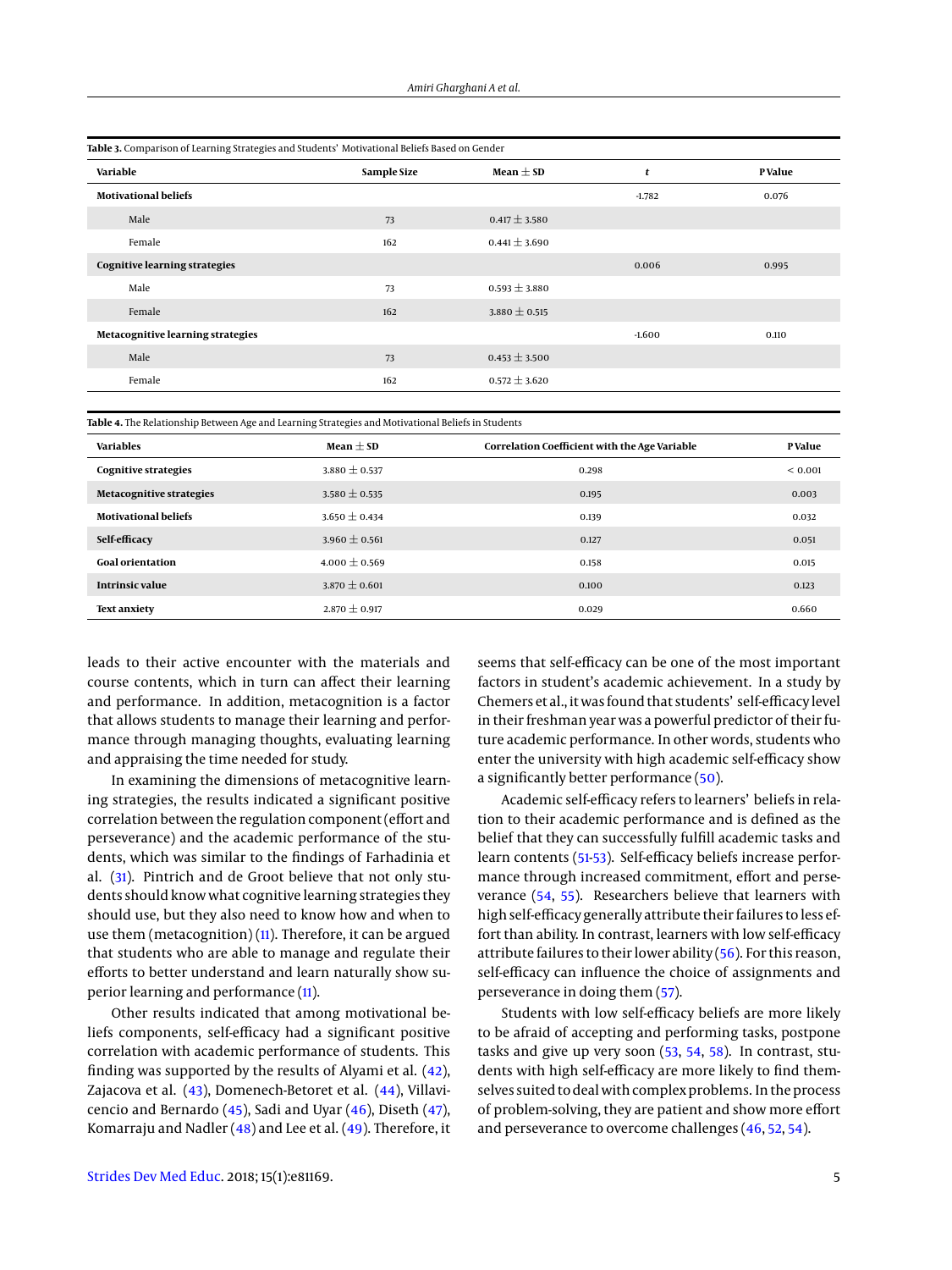**Table 3.** Comparison of Learning Strategies and Students' Motivational Beliefs Based on Gender

| Variable | Sample Size | Mean ± SD | *t* | P Value |
|---|---|---|---|---|
| **Motivational beliefs** | | | -1.782 | 0.076 |
| Male | 73 | 0.417 ± 3.580 | | |
| Female | 162 | 0.441 ± 3.690 | | |
| **Cognitive learning strategies** | | | 0.006 | 0.995 |
| Male | 73 | 0.593 ± 3.880 | | |
| Female | 162 | 3.880 ± 0.515 | | |
| **Metacognitive learning strategies** | | | -1.600 | 0.110 |
| Male | 73 | 0.453 ± 3.500 | | |
| Female | 162 | 0.572 ± 3.620 | | |

**Table 4.** The Relationship Between Age and Learning Strategies and Motivational Beliefs in Students

| Variables | Mean ± SD | Correlation Coefficient with the Age Variable | P Value |
|---|---|---|---|
| **Cognitive strategies** | 3.880 ± 0.537 | 0.298 | < 0.001 |
| **Metacognitive strategies** | 3.580 ± 0.535 | 0.195 | 0.003 |
| **Motivational beliefs** | 3.650 ± 0.434 | 0.139 | 0.032 |
| **Self-efficacy** | 3.960 ± 0.561 | 0.127 | 0.051 |
| **Goal orientation** | 4.000 ± 0.569 | 0.158 | 0.015 |
| **Intrinsic value** | 3.870 ± 0.601 | 0.100 | 0.123 |
| **Text anxiety** | 2.870 ± 0.917 | 0.029 | 0.660 |

leads to their active encounter with the materials and course contents, which in turn can affect their learning and performance. In addition, metacognition is a factor that allows students to manage their learning and performance through managing thoughts, evaluating learning and appraising the time needed for study.

In examining the dimensions of metacognitive learning strategies, the results indicated a significant positive correlation between the regulation component (effort and perseverance) and the academic performance of the students, which was similar to the findings of Farhadinia et al. (31). Pintrich and de Groot believe that not only students should know what cognitive learning strategies they should use, but they also need to know how and when to use them (metacognition) (11). Therefore, it can be argued that students who are able to manage and regulate their efforts to better understand and learn naturally show superior learning and performance (11).

Other results indicated that among motivational beliefs components, self-efficacy had a significant positive correlation with academic performance of students. This finding was supported by the results of Alyami et al. (42), Zajacova et al. (43), Domenech-Betoret et al. (44), Villavicencio and Bernardo (45), Sadi and Uyar (46), Diseth (47), Komarraju and Nadler (48) and Lee et al. (49). Therefore, it seems that self-efficacy can be one of the most important factors in student's academic achievement. In a study by Chemers et al., it was found that students' self-efficacy level in their freshman year was a powerful predictor of their future academic performance. In other words, students who enter the university with high academic self-efficacy show a significantly better performance (50).

Academic self-efficacy refers to learners' beliefs in relation to their academic performance and is defined as the belief that they can successfully fulfill academic tasks and learn contents (51-53). Self-efficacy beliefs increase performance through increased commitment, effort and perseverance (54, 55). Researchers believe that learners with high self-efficacy generally attribute their failures to less effort than ability. In contrast, learners with low self-efficacy attribute failures to their lower ability (56). For this reason, self-efficacy can influence the choice of assignments and perseverance in doing them (57).

Students with low self-efficacy beliefs are more likely to be afraid of accepting and performing tasks, postpone tasks and give up very soon (53, 54, 58). In contrast, students with high self-efficacy are more likely to find themselves suited to deal with complex problems. In the process of problem-solving, they are patient and show more effort and perseverance to overcome challenges (46, 52, 54).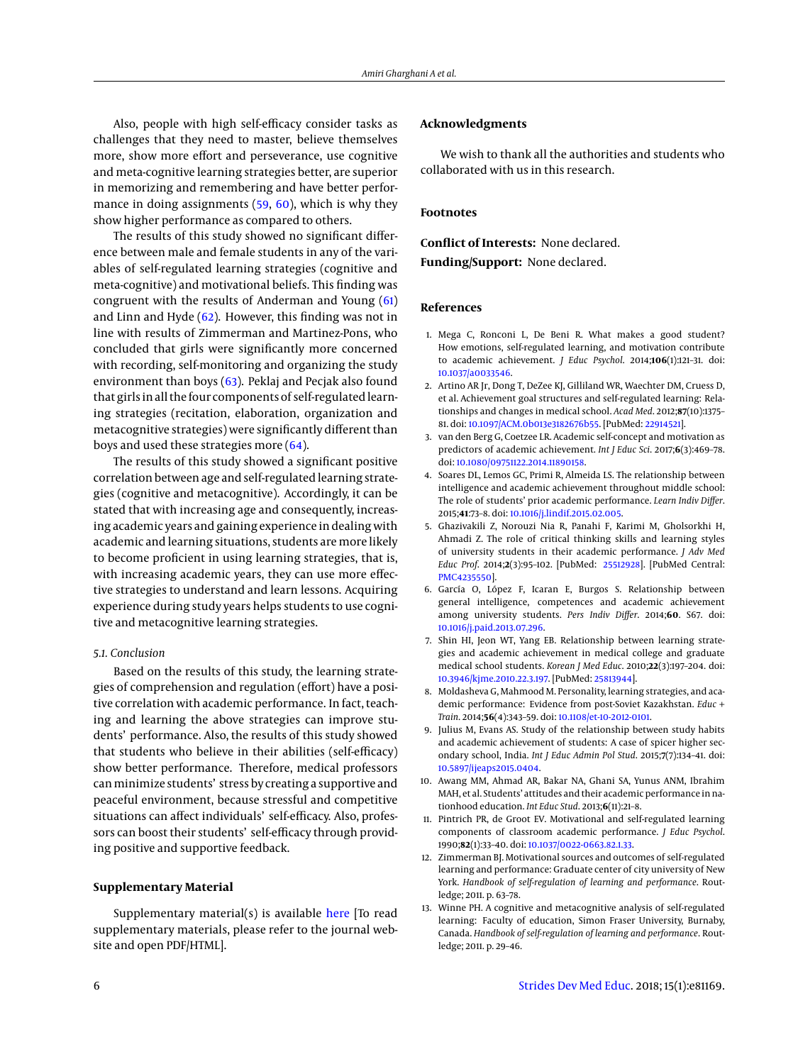Also, people with high self-efficacy consider tasks as challenges that they need to master, believe themselves more, show more effort and perseverance, use cognitive and meta-cognitive learning strategies better, are superior in memorizing and remembering and have better performance in doing assignments (59, 60), which is why they show higher performance as compared to others.

The results of this study showed no significant difference between male and female students in any of the variables of self-regulated learning strategies (cognitive and meta-cognitive) and motivational beliefs. This finding was congruent with the results of Anderman and Young (61) and Linn and Hyde (62). However, this finding was not in line with results of Zimmerman and Martinez-Pons, who concluded that girls were significantly more concerned with recording, self-monitoring and organizing the study environment than boys (63). Peklaj and Pecjak also found that girls in all the four components of self-regulated learning strategies (recitation, elaboration, organization and metacognitive strategies) were significantly different than boys and used these strategies more (64).

The results of this study showed a significant positive correlation between age and self-regulated learning strategies (cognitive and metacognitive). Accordingly, it can be stated that with increasing age and consequently, increasing academic years and gaining experience in dealing with academic and learning situations, students are more likely to become proficient in using learning strategies, that is, with increasing academic years, they can use more effective strategies to understand and learn lessons. Acquiring experience during study years helps students to use cognitive and metacognitive learning strategies.

### 5.1. Conclusion

Based on the results of this study, the learning strategies of comprehension and regulation (effort) have a positive correlation with academic performance. In fact, teaching and learning the above strategies can improve students' performance. Also, the results of this study showed that students who believe in their abilities (self-efficacy) show better performance. Therefore, medical professors can minimize students' stress by creating a supportive and peaceful environment, because stressful and competitive situations can affect individuals' self-efficacy. Also, professors can boost their students' self-efficacy through providing positive and supportive feedback.

## Supplementary Material

Supplementary material(s) is available here [To read supplementary materials, please refer to the journal website and open PDF/HTML].

## Acknowledgments

We wish to thank all the authorities and students who collaborated with us in this research.

## Footnotes

**Conflict of Interests:** None declared.

**Funding/Support:** None declared.

## References

1. Mega C, Ronconi L, De Beni R. What makes a good student? How emotions, self-regulated learning, and motivation contribute to academic achievement. *J Educ Psychol*. 2014;**106**(1):121–31. doi: 10.1037/a0033546.
2. Artino AR Jr, Dong T, DeZee KJ, Gilliland WR, Waechter DM, Cruess D, et al. Achievement goal structures and self-regulated learning: Relationships and changes in medical school. *Acad Med*. 2012;**87**(10):1375–81. doi: 10.1097/ACM.0b013e3182676b55. [PubMed: 22914521].
3. van den Berg G, Coetzee LR. Academic self-concept and motivation as predictors of academic achievement. *Int J Educ Sci*. 2017;**6**(3):469–78. doi: 10.1080/09751122.2014.11890158.
4. Soares DL, Lemos GC, Primi R, Almeida LS. The relationship between intelligence and academic achievement throughout middle school: The role of students' prior academic performance. *Learn Indiv Differ*. 2015;**41**:73–8. doi: 10.1016/j.lindif.2015.02.005.
5. Ghazivakili Z, Norouzi Nia R, Panahi F, Karimi M, Gholsorkhi H, Ahmadi Z. The role of critical thinking skills and learning styles of university students in their academic performance. *J Adv Med Educ Prof*. 2014;**2**(3):95–102. [PubMed: 25512928]. [PubMed Central: PMC4235550].
6. García O, López F, Icaran E, Burgos S. Relationship between general intelligence, competences and academic achievement among university students. *Pers Indiv Differ*. 2014;**60**. S67. doi: 10.1016/j.paid.2013.07.296.
7. Shin HI, Jeon WT, Yang EB. Relationship between learning strategies and academic achievement in medical college and graduate medical school students. *Korean J Med Educ*. 2010;**22**(3):197–204. doi: 10.3946/kjme.2010.22.3.197. [PubMed: 25813944].
8. Moldasheva G, Mahmood M. Personality, learning strategies, and academic performance: Evidence from post-Soviet Kazakhstan. *Educ + Train*. 2014;**56**(4):343–59. doi: 10.1108/et-10-2012-0101.
9. Julius M, Evans AS. Study of the relationship between study habits and academic achievement of students: A case of spicer higher secondary school, India. *Int J Educ Admin Pol Stud*. 2015;**7**(7):134–41. doi: 10.5897/ijeaps2015.0404.
10. Awang MM, Ahmad AR, Bakar NA, Ghani SA, Yunus ANM, Ibrahim MAH, et al. Students' attitudes and their academic performance in nationhood education. *Int Educ Stud*. 2013;**6**(11):21–8.
11. Pintrich PR, de Groot EV. Motivational and self-regulated learning components of classroom academic performance. *J Educ Psychol*. 1990;**82**(1):33–40. doi: 10.1037/0022-0663.82.1.33.
12. Zimmerman BJ. Motivational sources and outcomes of self-regulated learning and performance: Graduate center of city university of New York. *Handbook of self-regulation of learning and performance*. Routledge; 2011. p. 63–78.
13. Winne PH. A cognitive and metacognitive analysis of self-regulated learning: Faculty of education, Simon Fraser University, Burnaby, Canada. *Handbook of self-regulation of learning and performance*. Routledge; 2011. p. 29–46.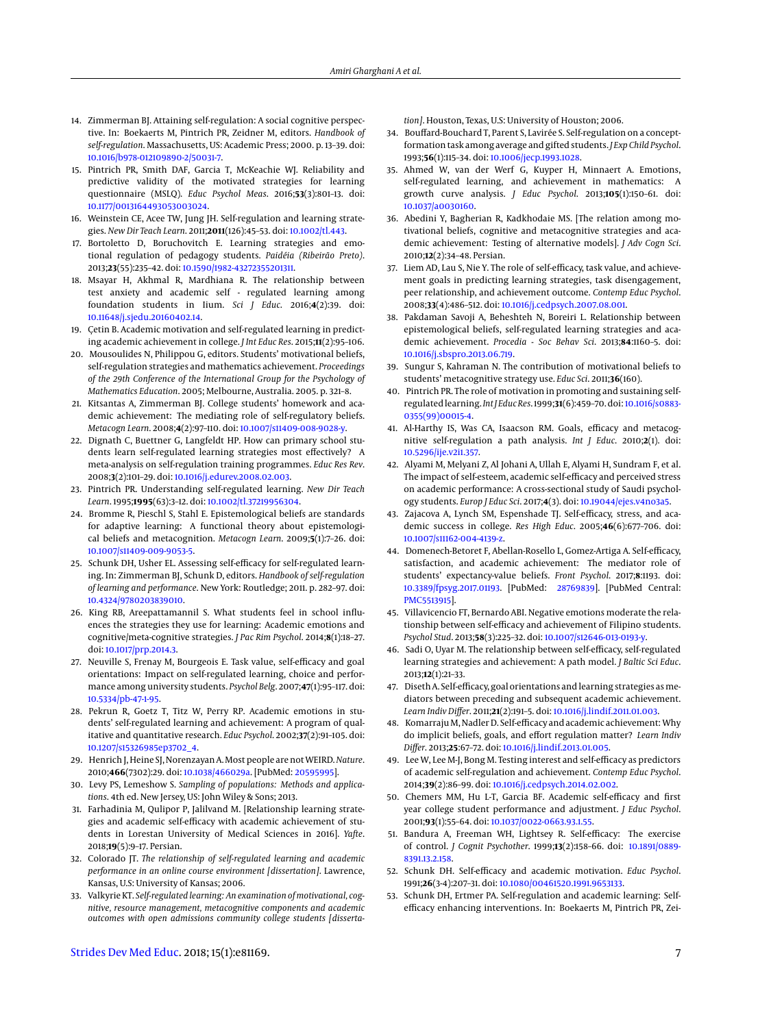14. Zimmerman BJ. Attaining self-regulation: A social cognitive perspective. In: Boekaerts M, Pintrich PR, Zeidner M, editors. *Handbook of self-regulation*. Massachusetts, US: Academic Press; 2000. p. 13–39. doi: 10.1016/b978-012109890-2/50031-7.
15. Pintrich PR, Smith DAF, Garcia T, McKeachie WJ. Reliability and predictive validity of the motivated strategies for learning questionnaire (MSLQ). *Educ Psychol Meas*. 2016;**53**(3):801–13. doi: 10.1177/0013164493053003024.
16. Weinstein CE, Acee TW, Jung JH. Self-regulation and learning strategies. *New Dir Teach Learn*. 2011;**2011**(126):45–53. doi: 10.1002/tl.443.
17. Bortoletto D, Boruchovitch E. Learning strategies and emotional regulation of pedagogy students. *Paidéia (Ribeirão Preto)*. 2013;**23**(55):235–42. doi: 10.1590/1982-43272355201311.
18. Msayar H, Akhmal R, Mardhiana R. The relationship between test anxiety and academic self - regulated learning among foundation students in Iium. *Sci J Educ*. 2016;**4**(2):39. doi: 10.11648/j.sjedu.20160402.14.
19. Çetin B. Academic motivation and self-regulated learning in predicting academic achievement in college. *J Int Educ Res*. 2015;**11**(2):95–106.
20. Mousoulides N, Philippou G, editors. Students' motivational beliefs, self-regulation strategies and mathematics achievement. *Proceedings of the 29th Conference of the International Group for the Psychology of Mathematics Education*. 2005; Melbourne, Australia. 2005. p. 321–8.
21. Kitsantas A, Zimmerman BJ. College students' homework and academic achievement: The mediating role of self-regulatory beliefs. *Metacogn Learn*. 2008;**4**(2):97–110. doi: 10.1007/s11409-008-9028-y.
22. Dignath C, Buettner G, Langfeldt HP. How can primary school students learn self-regulated learning strategies most effectively? A meta-analysis on self-regulation training programmes. *Educ Res Rev*. 2008;**3**(2):101–29. doi: 10.1016/j.edurev.2008.02.003.
23. Pintrich PR. Understanding self-regulated learning. *New Dir Teach Learn*. 1995;**1995**(63):3–12. doi: 10.1002/tl.37219956304.
24. Bromme R, Pieschl S, Stahl E. Epistemological beliefs are standards for adaptive learning: A functional theory about epistemological beliefs and metacognition. *Metacogn Learn*. 2009;**5**(1):7–26. doi: 10.1007/s11409-009-9053-5.
25. Schunk DH, Usher EL. Assessing self-efficacy for self-regulated learning. In: Zimmerman BJ, Schunk D, editors. *Handbook of self-regulation of learning and performance*. New York: Routledge; 2011. p. 282–97. doi: 10.4324/9780203839010.
26. King RB, Areepattamannil S. What students feel in school influences the strategies they use for learning: Academic emotions and cognitive/meta-cognitive strategies. *J Pac Rim Psychol*. 2014;**8**(1):18–27. doi: 10.1017/prp.2014.3.
27. Neuville S, Frenay M, Bourgeois E. Task value, self-efficacy and goal orientations: Impact on self-regulated learning, choice and performance among university students. *Psychol Belg*. 2007;**47**(1):95–117. doi: 10.5334/pb-47-1-95.
28. Pekrun R, Goetz T, Titz W, Perry RP. Academic emotions in students' self-regulated learning and achievement: A program of qualitative and quantitative research. *Educ Psychol*. 2002;**37**(2):91–105. doi: 10.1207/s15326985ep3702_4.
29. Henrich J, Heine SJ, Norenzayan A. Most people are not WEIRD. *Nature*. 2010;**466**(7302):29. doi: 10.1038/466029a. [PubMed: 20595995].
30. Levy PS, Lemeshow S. *Sampling of populations: Methods and applications*. 4th ed. New Jersey, US: John Wiley & Sons; 2013.
31. Farhadinia M, Qulipor P, Jalilvand M. [Relationship learning strategies and academic self-efficacy with academic achievement of students in Lorestan University of Medical Sciences in 2016]. *Yafte*. 2018;**19**(5):9–17. Persian.
32. Colorado JT. *The relationship of self-regulated learning and academic performance in an online course environment [dissertation]*. Lawrence, Kansas, U.S: University of Kansas; 2006.
33. Valkyrie KT. *Self-regulated learning: An examination of motivational, cognitive, resource management, metacognitive components and academic outcomes with open admissions community college students [dissertation]*. Houston, Texas, U.S: University of Houston; 2006.
34. Bouffard-Bouchard T, Parent S, Lavirée S. Self-regulation on a concept-formation task among average and gifted students. *J Exp Child Psychol*. 1993;**56**(1):115–34. doi: 10.1006/jecp.1993.1028.
35. Ahmed W, van der Werf G, Kuyper H, Minnaert A. Emotions, self-regulated learning, and achievement in mathematics: A growth curve analysis. *J Educ Psychol*. 2013;**105**(1):150–61. doi: 10.1037/a0030160.
36. Abedini Y, Bagherian R, Kadkhodaie MS. [The relation among motivational beliefs, cognitive and metacognitive strategies and academic achievement: Testing of alternative models]. *J Adv Cogn Sci*. 2010;**12**(2):34–48. Persian.
37. Liem AD, Lau S, Nie Y. The role of self-efficacy, task value, and achievement goals in predicting learning strategies, task disengagement, peer relationship, and achievement outcome. *Contemp Educ Psychol*. 2008;**33**(4):486–512. doi: 10.1016/j.cedpsych.2007.08.001.
38. Pakdaman Savoji A, Beheshteh N, Boreiri L. Relationship between epistemological beliefs, self-regulated learning strategies and academic achievement. *Procedia - Soc Behav Sci*. 2013;**84**:1160–5. doi: 10.1016/j.sbspro.2013.06.719.
39. Sungur S, Kahraman N. The contribution of motivational beliefs to students' metacognitive strategy use. *Educ Sci*. 2011;**36**(160).
40. Pintrich PR. The role of motivation in promoting and sustaining self-regulated learning. *Int J Educ Res*. 1999;**31**(6):459–70. doi: 10.1016/s0883-0355(99)00015-4.
41. Al-Harthy IS, Was CA, Isaacson RM. Goals, efficacy and metacognitive self-regulation a path analysis. *Int J Educ*. 2010;**2**(1). doi: 10.5296/ije.v2i1.357.
42. Alyami M, Melyani Z, Al Johani A, Ullah E, Alyami H, Sundram F, et al. The impact of self-esteem, academic self-efficacy and perceived stress on academic performance: A cross-sectional study of Saudi psychology students. *Europ J Educ Sci*. 2017;**4**(3). doi: 10.19044/ejes.v4no3a5.
43. Zajacova A, Lynch SM, Espenshade TJ. Self-efficacy, stress, and academic success in college. *Res High Educ*. 2005;**46**(6):677–706. doi: 10.1007/s11162-004-4139-z.
44. Domenech-Betoret F, Abellan-Rosello L, Gomez-Artiga A. Self-efficacy, satisfaction, and academic achievement: The mediator role of students' expectancy-value beliefs. *Front Psychol*. 2017;**8**:1193. doi: 10.3389/fpsyg.2017.01193. [PubMed: 28769839]. [PubMed Central: PMC5513915].
45. Villavicencio FT, Bernardo ABI. Negative emotions moderate the relationship between self-efficacy and achievement of Filipino students. *Psychol Stud*. 2013;**58**(3):225–32. doi: 10.1007/s12646-013-0193-y.
46. Sadi O, Uyar M. The relationship between self-efficacy, self-regulated learning strategies and achievement: A path model. *J Baltic Sci Educ*. 2013;**12**(1):21–33.
47. Diseth A. Self-efficacy, goal orientations and learning strategies as mediators between preceding and subsequent academic achievement. *Learn Indiv Differ*. 2011;**21**(2):191–5. doi: 10.1016/j.lindif.2011.01.003.
48. Komarraju M, Nadler D. Self-efficacy and academic achievement: Why do implicit beliefs, goals, and effort regulation matter? *Learn Indiv Differ*. 2013;**25**:67–72. doi: 10.1016/j.lindif.2013.01.005.
49. Lee W, Lee M-J, Bong M. Testing interest and self-efficacy as predictors of academic self-regulation and achievement. *Contemp Educ Psychol*. 2014;**39**(2):86–99. doi: 10.1016/j.cedpsych.2014.02.002.
50. Chemers MM, Hu L-T, Garcia BF. Academic self-efficacy and first year college student performance and adjustment. *J Educ Psychol*. 2001;**93**(1):55–64. doi: 10.1037/0022-0663.93.1.55.
51. Bandura A, Freeman WH, Lightsey R. Self-efficacy: The exercise of control. *J Cognit Psychother*. 1999;**13**(2):158–66. doi: 10.1891/0889-8391.13.2.158.
52. Schunk DH. Self-efficacy and academic motivation. *Educ Psychol*. 1991;**26**(3-4):207–31. doi: 10.1080/00461520.1991.9653133.
53. Schunk DH, Ertmer PA. Self-regulation and academic learning: Self-efficacy enhancing interventions. In: Boekaerts M, Pintrich PR, Zei-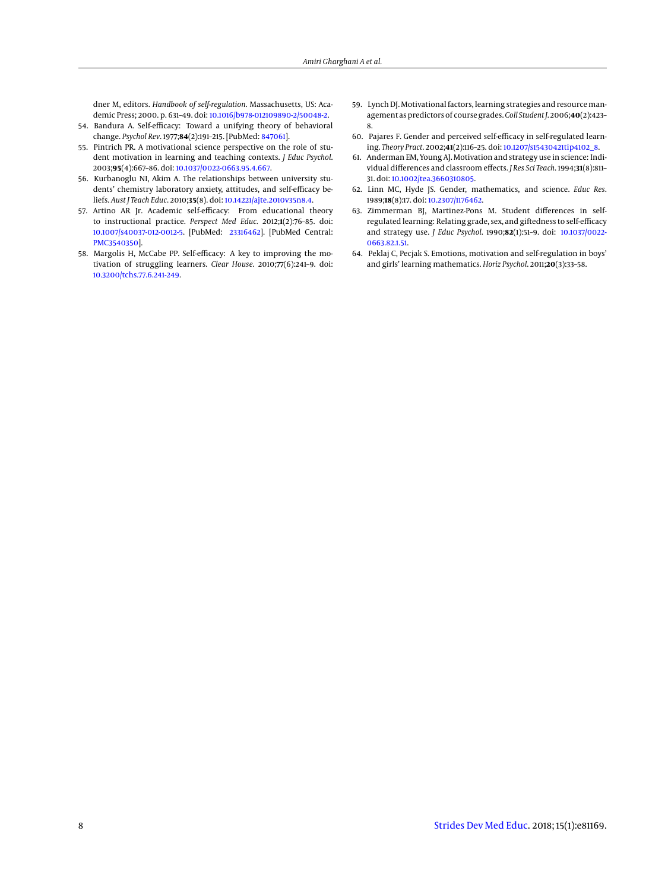dner M, editors. *Handbook of self-regulation*. Massachusetts, US: Academic Press; 2000. p. 631–49. doi: 10.1016/b978-012109890-2/50048-2.

54. Bandura A. Self-efficacy: Toward a unifying theory of behavioral change. *Psychol Rev*. 1977;**84**(2):191–215. [PubMed: 847061].
55. Pintrich PR. A motivational science perspective on the role of student motivation in learning and teaching contexts. *J Educ Psychol*. 2003;**95**(4):667–86. doi: 10.1037/0022-0663.95.4.667.
56. Kurbanoglu NI, Akim A. The relationships between university students' chemistry laboratory anxiety, attitudes, and self-efficacy beliefs. *Aust J Teach Educ*. 2010;**35**(8). doi: 10.14221/ajte.2010v35n8.4.
57. Artino AR Jr. Academic self-efficacy: From educational theory to instructional practice. *Perspect Med Educ*. 2012;**1**(2):76–85. doi: 10.1007/s40037-012-0012-5. [PubMed: 23316462]. [PubMed Central: PMC3540350].
58. Margolis H, McCabe PP. Self-efficacy: A key to improving the motivation of struggling learners. *Clear House*. 2010;**77**(6):241–9. doi: 10.3200/tchs.77.6.241-249.
59. Lynch DJ. Motivational factors, learning strategies and resource management as predictors of course grades. *Coll Student J*. 2006;**40**(2):423–8.
60. Pajares F. Gender and perceived self-efficacy in self-regulated learning. *Theory Pract*. 2002;**41**(2):116–25. doi: 10.1207/s15430421tip4102_8.
61. Anderman EM, Young AJ. Motivation and strategy use in science: Individual differences and classroom effects. *J Res Sci Teach*. 1994;**31**(8):811–31. doi: 10.1002/tea.3660310805.
62. Linn MC, Hyde JS. Gender, mathematics, and science. *Educ Res*. 1989;**18**(8):17. doi: 10.2307/1176462.
63. Zimmerman BJ, Martinez-Pons M. Student differences in self-regulated learning: Relating grade, sex, and giftedness to self-efficacy and strategy use. *J Educ Psychol*. 1990;**82**(1):51–9. doi: 10.1037/0022-0663.82.1.51.
64. Peklaj C, Pecjak S. Emotions, motivation and self-regulation in boys' and girls' learning mathematics. *Horiz Psychol*. 2011;**20**(3):33–58.